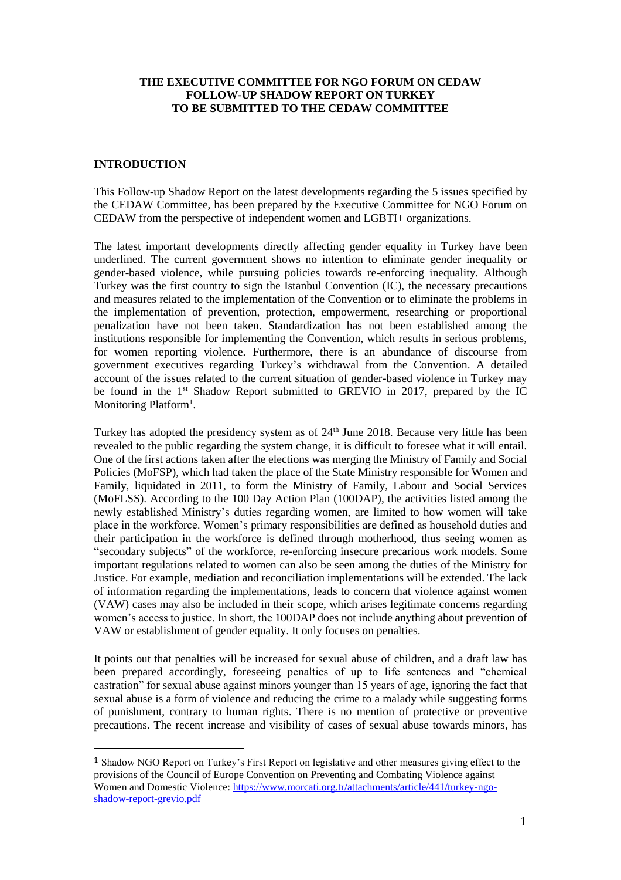**THE EXECUTIVE COMMITTEE FOR NGO FORUM ON CEDAW**
**FOLLOW-UP SHADOW REPORT ON TURKEY**
**TO BE SUBMITTED TO THE CEDAW COMMITTEE**

## INTRODUCTION

This Follow-up Shadow Report on the latest developments regarding the 5 issues specified by the CEDAW Committee, has been prepared by the Executive Committee for NGO Forum on CEDAW from the perspective of independent women and LGBTI+ organizations.

The latest important developments directly affecting gender equality in Turkey have been underlined. The current government shows no intention to eliminate gender inequality or gender-based violence, while pursuing policies towards re-enforcing inequality. Although Turkey was the first country to sign the Istanbul Convention (IC), the necessary precautions and measures related to the implementation of the Convention or to eliminate the problems in the implementation of prevention, protection, empowerment, researching or proportional penalization have not been taken. Standardization has not been established among the institutions responsible for implementing the Convention, which results in serious problems, for women reporting violence. Furthermore, there is an abundance of discourse from government executives regarding Turkey's withdrawal from the Convention. A detailed account of the issues related to the current situation of gender-based violence in Turkey may be found in the 1st Shadow Report submitted to GREVIO in 2017, prepared by the IC Monitoring Platform[1].

Turkey has adopted the presidency system as of 24th June 2018. Because very little has been revealed to the public regarding the system change, it is difficult to foresee what it will entail. One of the first actions taken after the elections was merging the Ministry of Family and Social Policies (MoFSP), which had taken the place of the State Ministry responsible for Women and Family, liquidated in 2011, to form the Ministry of Family, Labour and Social Services (MoFLSS). According to the 100 Day Action Plan (100DAP), the activities listed among the newly established Ministry's duties regarding women, are limited to how women will take place in the workforce. Women's primary responsibilities are defined as household duties and their participation in the workforce is defined through motherhood, thus seeing women as "secondary subjects" of the workforce, re-enforcing insecure precarious work models. Some important regulations related to women can also be seen among the duties of the Ministry for Justice. For example, mediation and reconciliation implementations will be extended. The lack of information regarding the implementations, leads to concern that violence against women (VAW) cases may also be included in their scope, which arises legitimate concerns regarding women's access to justice. In short, the 100DAP does not include anything about prevention of VAW or establishment of gender equality. It only focuses on penalties.

It points out that penalties will be increased for sexual abuse of children, and a draft law has been prepared accordingly, foreseeing penalties of up to life sentences and "chemical castration" for sexual abuse against minors younger than 15 years of age, ignoring the fact that sexual abuse is a form of violence and reducing the crime to a malady while suggesting forms of punishment, contrary to human rights. There is no mention of protective or preventive precautions. The recent increase and visibility of cases of sexual abuse towards minors, has

---

[1] Shadow NGO Report on Turkey's First Report on legislative and other measures giving effect to the provisions of the Council of Europe Convention on Preventing and Combating Violence against Women and Domestic Violence: https://www.morcati.org.tr/attachments/article/441/turkey-ngo-shadow-report-grevio.pdf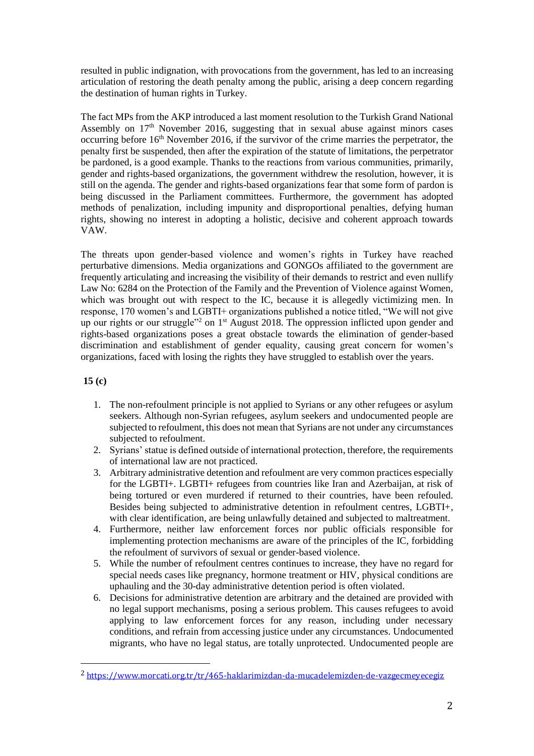resulted in public indignation, with provocations from the government, has led to an increasing articulation of restoring the death penalty among the public, arising a deep concern regarding the destination of human rights in Turkey.

The fact MPs from the AKP introduced a last moment resolution to the Turkish Grand National Assembly on 17th November 2016, suggesting that in sexual abuse against minors cases occurring before 16th November 2016, if the survivor of the crime marries the perpetrator, the penalty first be suspended, then after the expiration of the statute of limitations, the perpetrator be pardoned, is a good example. Thanks to the reactions from various communities, primarily, gender and rights-based organizations, the government withdrew the resolution, however, it is still on the agenda. The gender and rights-based organizations fear that some form of pardon is being discussed in the Parliament committees. Furthermore, the government has adopted methods of penalization, including impunity and disproportional penalties, defying human rights, showing no interest in adopting a holistic, decisive and coherent approach towards VAW.

The threats upon gender-based violence and women's rights in Turkey have reached perturbative dimensions. Media organizations and GONGOs affiliated to the government are frequently articulating and increasing the visibility of their demands to restrict and even nullify Law No: 6284 on the Protection of the Family and the Prevention of Violence against Women, which was brought out with respect to the IC, because it is allegedly victimizing men. In response, 170 women's and LGBTI+ organizations published a notice titled, "We will not give up our rights or our struggle"[2] on 1st August 2018. The oppression inflicted upon gender and rights-based organizations poses a great obstacle towards the elimination of gender-based discrimination and establishment of gender equality, causing great concern for women's organizations, faced with losing the rights they have struggled to establish over the years.

**15 (c)**

1. The non-refoulment principle is not applied to Syrians or any other refugees or asylum seekers. Although non-Syrian refugees, asylum seekers and undocumented people are subjected to refoulment, this does not mean that Syrians are not under any circumstances subjected to refoulment.
2. Syrians' statue is defined outside of international protection, therefore, the requirements of international law are not practiced.
3. Arbitrary administrative detention and refoulment are very common practices especially for the LGBTI+. LGBTI+ refugees from countries like Iran and Azerbaijan, at risk of being tortured or even murdered if returned to their countries, have been refouled. Besides being subjected to administrative detention in refoulment centres, LGBTI+, with clear identification, are being unlawfully detained and subjected to maltreatment.
4. Furthermore, neither law enforcement forces nor public officials responsible for implementing protection mechanisms are aware of the principles of the IC, forbidding the refoulment of survivors of sexual or gender-based violence.
5. While the number of refoulment centres continues to increase, they have no regard for special needs cases like pregnancy, hormone treatment or HIV, physical conditions are upahuling and the 30-day administrative detention period is often violated.
6. Decisions for administrative detention are arbitrary and the detained are provided with no legal support mechanisms, posing a serious problem. This causes refugees to avoid applying to law enforcement forces for any reason, including under necessary conditions, and refrain from accessing justice under any circumstances. Undocumented migrants, who have no legal status, are totally unprotected. Undocumented people are

[2] https://www.morcati.org.tr/tr/465-haklarimizdan-da-mucadelemizden-de-vazgecmeyecegiz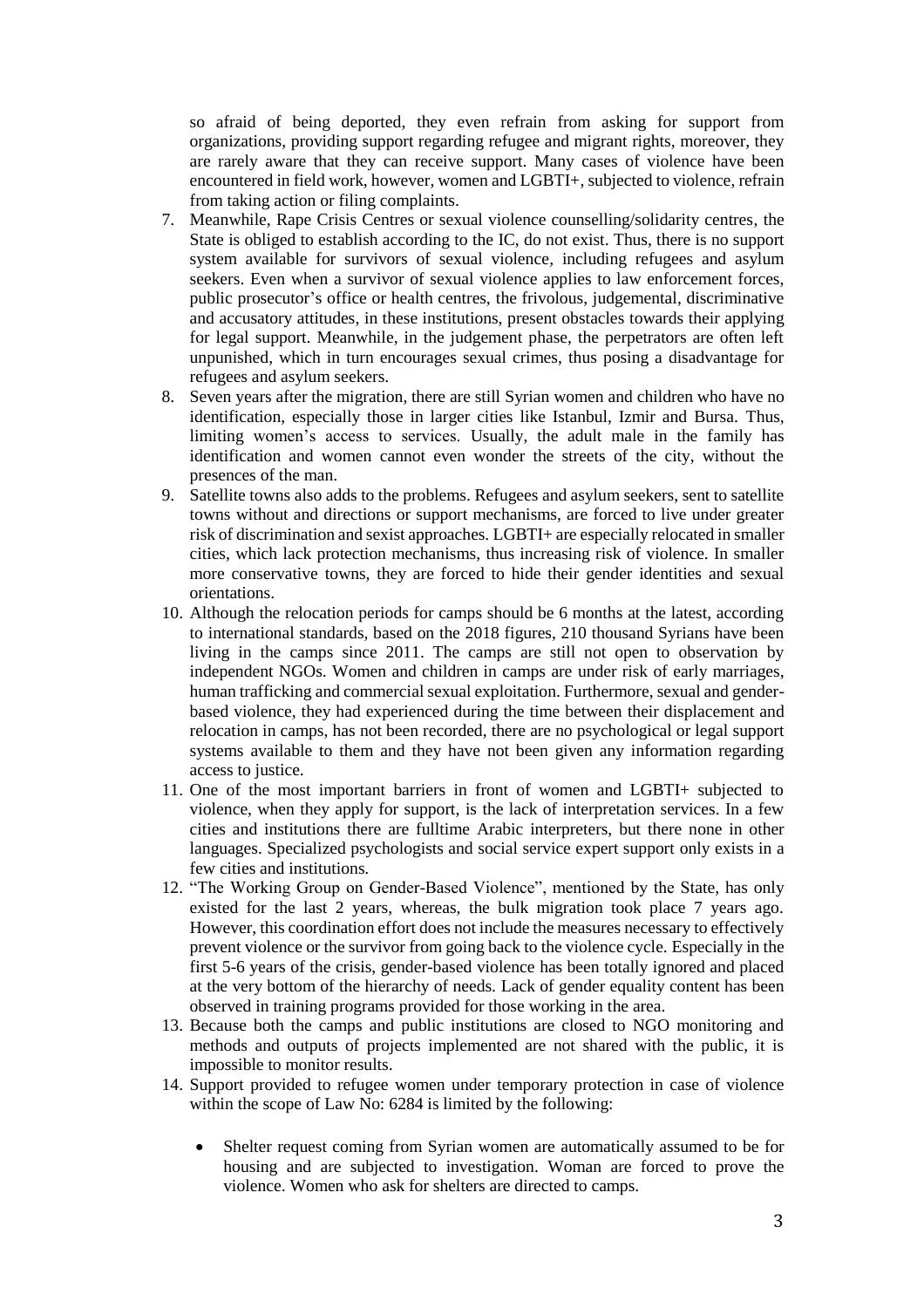so afraid of being deported, they even refrain from asking for support from organizations, providing support regarding refugee and migrant rights, moreover, they are rarely aware that they can receive support. Many cases of violence have been encountered in field work, however, women and LGBTI+, subjected to violence, refrain from taking action or filing complaints.

7. Meanwhile, Rape Crisis Centres or sexual violence counselling/solidarity centres, the State is obliged to establish according to the IC, do not exist. Thus, there is no support system available for survivors of sexual violence, including refugees and asylum seekers. Even when a survivor of sexual violence applies to law enforcement forces, public prosecutor's office or health centres, the frivolous, judgemental, discriminative and accusatory attitudes, in these institutions, present obstacles towards their applying for legal support. Meanwhile, in the judgement phase, the perpetrators are often left unpunished, which in turn encourages sexual crimes, thus posing a disadvantage for refugees and asylum seekers.
8. Seven years after the migration, there are still Syrian women and children who have no identification, especially those in larger cities like Istanbul, Izmir and Bursa. Thus, limiting women's access to services. Usually, the adult male in the family has identification and women cannot even wonder the streets of the city, without the presences of the man.
9. Satellite towns also adds to the problems. Refugees and asylum seekers, sent to satellite towns without and directions or support mechanisms, are forced to live under greater risk of discrimination and sexist approaches. LGBTI+ are especially relocated in smaller cities, which lack protection mechanisms, thus increasing risk of violence. In smaller more conservative towns, they are forced to hide their gender identities and sexual orientations.
10. Although the relocation periods for camps should be 6 months at the latest, according to international standards, based on the 2018 figures, 210 thousand Syrians have been living in the camps since 2011. The camps are still not open to observation by independent NGOs. Women and children in camps are under risk of early marriages, human trafficking and commercial sexual exploitation. Furthermore, sexual and gender-based violence, they had experienced during the time between their displacement and relocation in camps, has not been recorded, there are no psychological or legal support systems available to them and they have not been given any information regarding access to justice.
11. One of the most important barriers in front of women and LGBTI+ subjected to violence, when they apply for support, is the lack of interpretation services. In a few cities and institutions there are fulltime Arabic interpreters, but there none in other languages. Specialized psychologists and social service expert support only exists in a few cities and institutions.
12. "The Working Group on Gender-Based Violence", mentioned by the State, has only existed for the last 2 years, whereas, the bulk migration took place 7 years ago. However, this coordination effort does not include the measures necessary to effectively prevent violence or the survivor from going back to the violence cycle. Especially in the first 5-6 years of the crisis, gender-based violence has been totally ignored and placed at the very bottom of the hierarchy of needs. Lack of gender equality content has been observed in training programs provided for those working in the area.
13. Because both the camps and public institutions are closed to NGO monitoring and methods and outputs of projects implemented are not shared with the public, it is impossible to monitor results.
14. Support provided to refugee women under temporary protection in case of violence within the scope of Law No: 6284 is limited by the following:

    - Shelter request coming from Syrian women are automatically assumed to be for housing and are subjected to investigation. Woman are forced to prove the violence. Women who ask for shelters are directed to camps.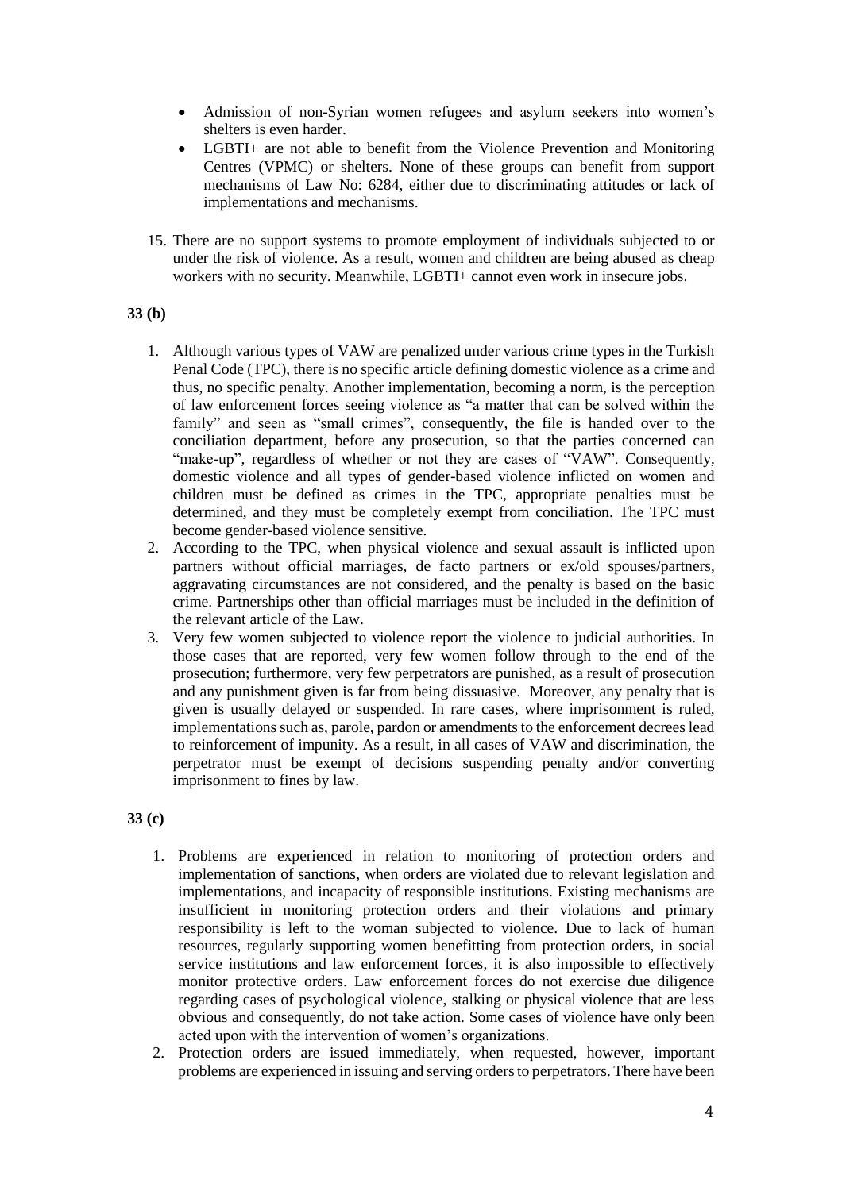- Admission of non-Syrian women refugees and asylum seekers into women's shelters is even harder.
- LGBTI+ are not able to benefit from the Violence Prevention and Monitoring Centres (VPMC) or shelters. None of these groups can benefit from support mechanisms of Law No: 6284, either due to discriminating attitudes or lack of implementations and mechanisms.

15. There are no support systems to promote employment of individuals subjected to or under the risk of violence. As a result, women and children are being abused as cheap workers with no security. Meanwhile, LGBTI+ cannot even work in insecure jobs.

**33 (b)**

1. Although various types of VAW are penalized under various crime types in the Turkish Penal Code (TPC), there is no specific article defining domestic violence as a crime and thus, no specific penalty. Another implementation, becoming a norm, is the perception of law enforcement forces seeing violence as "a matter that can be solved within the family" and seen as "small crimes", consequently, the file is handed over to the conciliation department, before any prosecution, so that the parties concerned can "make-up", regardless of whether or not they are cases of "VAW". Consequently, domestic violence and all types of gender-based violence inflicted on women and children must be defined as crimes in the TPC, appropriate penalties must be determined, and they must be completely exempt from conciliation. The TPC must become gender-based violence sensitive.
2. According to the TPC, when physical violence and sexual assault is inflicted upon partners without official marriages, de facto partners or ex/old spouses/partners, aggravating circumstances are not considered, and the penalty is based on the basic crime. Partnerships other than official marriages must be included in the definition of the relevant article of the Law.
3. Very few women subjected to violence report the violence to judicial authorities. In those cases that are reported, very few women follow through to the end of the prosecution; furthermore, very few perpetrators are punished, as a result of prosecution and any punishment given is far from being dissuasive. Moreover, any penalty that is given is usually delayed or suspended. In rare cases, where imprisonment is ruled, implementations such as, parole, pardon or amendments to the enforcement decrees lead to reinforcement of impunity. As a result, in all cases of VAW and discrimination, the perpetrator must be exempt of decisions suspending penalty and/or converting imprisonment to fines by law.

**33 (c)**

1. Problems are experienced in relation to monitoring of protection orders and implementation of sanctions, when orders are violated due to relevant legislation and implementations, and incapacity of responsible institutions. Existing mechanisms are insufficient in monitoring protection orders and their violations and primary responsibility is left to the woman subjected to violence. Due to lack of human resources, regularly supporting women benefitting from protection orders, in social service institutions and law enforcement forces, it is also impossible to effectively monitor protective orders. Law enforcement forces do not exercise due diligence regarding cases of psychological violence, stalking or physical violence that are less obvious and consequently, do not take action. Some cases of violence have only been acted upon with the intervention of women's organizations.
2. Protection orders are issued immediately, when requested, however, important problems are experienced in issuing and serving orders to perpetrators. There have been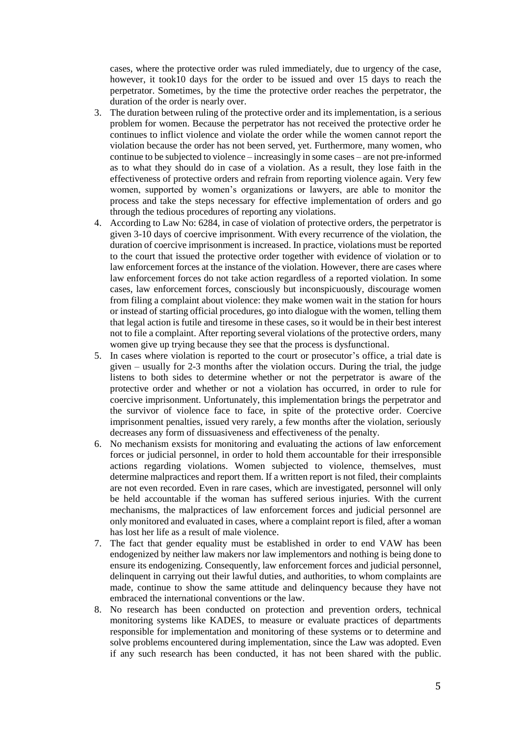cases, where the protective order was ruled immediately, due to urgency of the case, however, it took10 days for the order to be issued and over 15 days to reach the perpetrator. Sometimes, by the time the protective order reaches the perpetrator, the duration of the order is nearly over.

3. The duration between ruling of the protective order and its implementation, is a serious problem for women. Because the perpetrator has not received the protective order he continues to inflict violence and violate the order while the women cannot report the violation because the order has not been served, yet. Furthermore, many women, who continue to be subjected to violence – increasingly in some cases – are not pre-informed as to what they should do in case of a violation. As a result, they lose faith in the effectiveness of protective orders and refrain from reporting violence again. Very few women, supported by women's organizations or lawyers, are able to monitor the process and take the steps necessary for effective implementation of orders and go through the tedious procedures of reporting any violations.
4. According to Law No: 6284, in case of violation of protective orders, the perpetrator is given 3-10 days of coercive imprisonment. With every recurrence of the violation, the duration of coercive imprisonment is increased. In practice, violations must be reported to the court that issued the protective order together with evidence of violation or to law enforcement forces at the instance of the violation. However, there are cases where law enforcement forces do not take action regardless of a reported violation. In some cases, law enforcement forces, consciously but inconspicuously, discourage women from filing a complaint about violence: they make women wait in the station for hours or instead of starting official procedures, go into dialogue with the women, telling them that legal action is futile and tiresome in these cases, so it would be in their best interest not to file a complaint. After reporting several violations of the protective orders, many women give up trying because they see that the process is dysfunctional.
5. In cases where violation is reported to the court or prosecutor's office, a trial date is given – usually for 2-3 months after the violation occurs. During the trial, the judge listens to both sides to determine whether or not the perpetrator is aware of the protective order and whether or not a violation has occurred, in order to rule for coercive imprisonment. Unfortunately, this implementation brings the perpetrator and the survivor of violence face to face, in spite of the protective order. Coercive imprisonment penalties, issued very rarely, a few months after the violation, seriously decreases any form of dissuasiveness and effectiveness of the penalty.
6. No mechanism exsists for monitoring and evaluating the actions of law enforcement forces or judicial personnel, in order to hold them accountable for their irresponsible actions regarding violations. Women subjected to violence, themselves, must determine malpractices and report them. If a written report is not filed, their complaints are not even recorded. Even in rare cases, which are investigated, personnel will only be held accountable if the woman has suffered serious injuries. With the current mechanisms, the malpractices of law enforcement forces and judicial personnel are only monitored and evaluated in cases, where a complaint report is filed, after a woman has lost her life as a result of male violence.
7. The fact that gender equality must be established in order to end VAW has been endogenized by neither law makers nor law implementors and nothing is being done to ensure its endogenizing. Consequently, law enforcement forces and judicial personnel, delinquent in carrying out their lawful duties, and authorities, to whom complaints are made, continue to show the same attitude and delinquency because they have not embraced the international conventions or the law.
8. No research has been conducted on protection and prevention orders, technical monitoring systems like KADES, to measure or evaluate practices of departments responsible for implementation and monitoring of these systems or to determine and solve problems encountered during implementation, since the Law was adopted. Even if any such research has been conducted, it has not been shared with the public.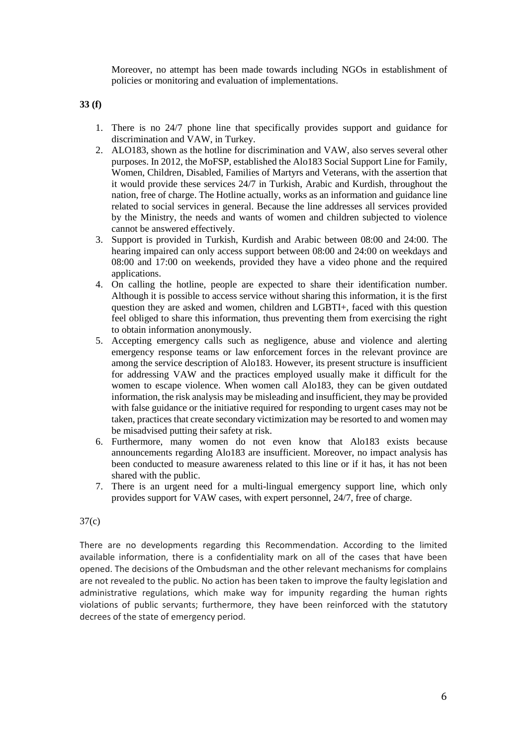Moreover, no attempt has been made towards including NGOs in establishment of policies or monitoring and evaluation of implementations.

**33 (f)**

1. There is no 24/7 phone line that specifically provides support and guidance for discrimination and VAW, in Turkey.
2. ALO183, shown as the hotline for discrimination and VAW, also serves several other purposes. In 2012, the MoFSP, established the Alo183 Social Support Line for Family, Women, Children, Disabled, Families of Martyrs and Veterans, with the assertion that it would provide these services 24/7 in Turkish, Arabic and Kurdish, throughout the nation, free of charge. The Hotline actually, works as an information and guidance line related to social services in general. Because the line addresses all services provided by the Ministry, the needs and wants of women and children subjected to violence cannot be answered effectively.
3. Support is provided in Turkish, Kurdish and Arabic between 08:00 and 24:00. The hearing impaired can only access support between 08:00 and 24:00 on weekdays and 08:00 and 17:00 on weekends, provided they have a video phone and the required applications.
4. On calling the hotline, people are expected to share their identification number. Although it is possible to access service without sharing this information, it is the first question they are asked and women, children and LGBTI+, faced with this question feel obliged to share this information, thus preventing them from exercising the right to obtain information anonymously.
5. Accepting emergency calls such as negligence, abuse and violence and alerting emergency response teams or law enforcement forces in the relevant province are among the service description of Alo183. However, its present structure is insufficient for addressing VAW and the practices employed usually make it difficult for the women to escape violence. When women call Alo183, they can be given outdated information, the risk analysis may be misleading and insufficient, they may be provided with false guidance or the initiative required for responding to urgent cases may not be taken, practices that create secondary victimization may be resorted to and women may be misadvised putting their safety at risk.
6. Furthermore, many women do not even know that Alo183 exists because announcements regarding Alo183 are insufficient. Moreover, no impact analysis has been conducted to measure awareness related to this line or if it has, it has not been shared with the public.
7. There is an urgent need for a multi-lingual emergency support line, which only provides support for VAW cases, with expert personnel, 24/7, free of charge.

37(c)

There are no developments regarding this Recommendation. According to the limited available information, there is a confidentiality mark on all of the cases that have been opened. The decisions of the Ombudsman and the other relevant mechanisms for complains are not revealed to the public. No action has been taken to improve the faulty legislation and administrative regulations, which make way for impunity regarding the human rights violations of public servants; furthermore, they have been reinforced with the statutory decrees of the state of emergency period.